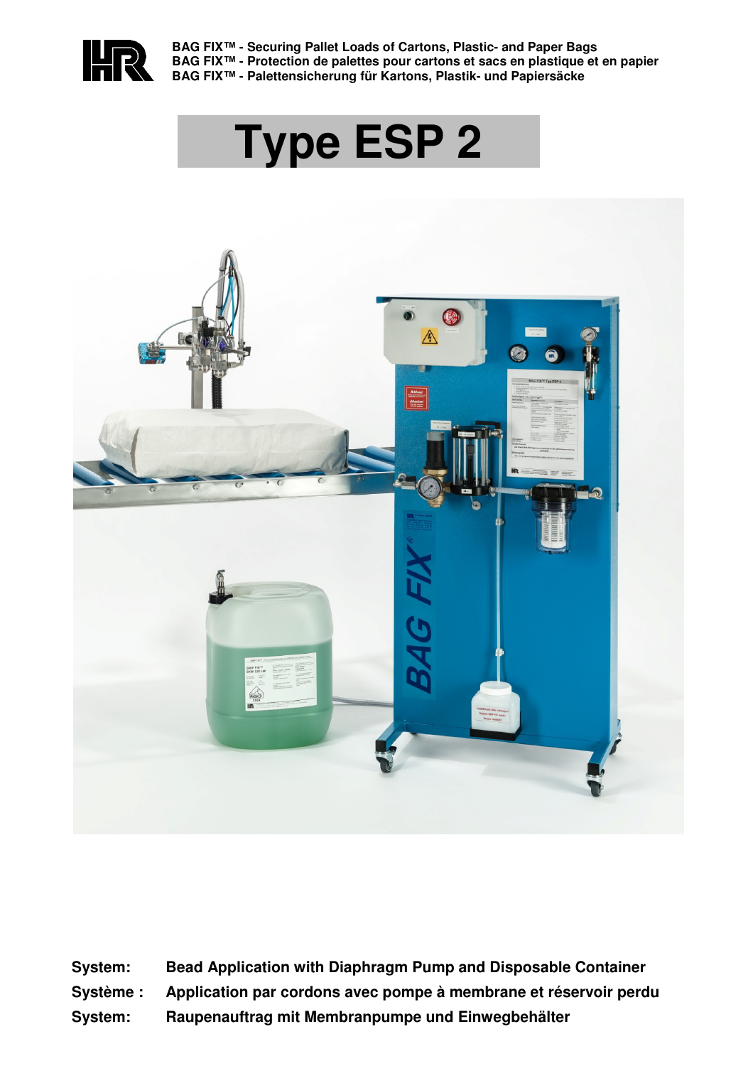**BAG FIX™ - Securing Pallet Loads of Cartons, Plastic- and Paper Bags**
**BAG FIX™ - Protection de palettes pour cartons et sacs en plastique et en papier**
**BAG FIX™ - Palettensicherung für Kartons, Plastik- und Papiersäcke**

# Type ESP 2

| | |
|---|---|
| **System:** | **Bead Application with Diaphragm Pump and Disposable Container** |
| **Système :** | **Application par cordons avec pompe à membrane et réservoir perdu** |
| **System:** | **Raupenauftrag mit Membranpumpe und Einwegbehälter** |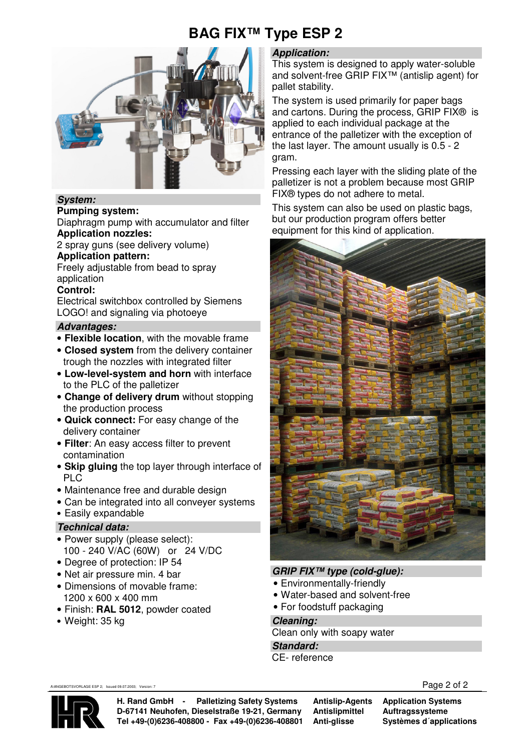# BAG FIX™ Type ESP 2

## System:

**Pumping system:**
Diaphragm pump with accumulator and filter

**Application nozzles:**
2 spray guns (see delivery volume)

**Application pattern:**
Freely adjustable from bead to spray application

**Control:**
Electrical switchbox controlled by Siemens LOGO! and signaling via photoeye

## Advantages:

- **Flexible location**, with the movable frame
- **Closed system** from the delivery container trough the nozzles with integrated filter
- **Low-level-system and horn** with interface to the PLC of the palletizer
- **Change of delivery drum** without stopping the production process
- **Quick connect:** For easy change of the delivery container
- **Filter**: An easy access filter to prevent contamination
- **Skip gluing** the top layer through interface of PLC
- Maintenance free and durable design
- Can be integrated into all conveyer systems
- Easily expandable

## Technical data:

- Power supply (please select):
  100 - 240 V/AC (60W) or 24 V/DC
- Degree of protection: IP 54
- Net air pressure min. 4 bar
- Dimensions of movable frame:
  1200 x 600 x 400 mm
- Finish: **RAL 5012**, powder coated
- Weight: 35 kg

## Application:

This system is designed to apply water-soluble and solvent-free GRIP FIX™ (antislip agent) for pallet stability.

The system is used primarily for paper bags and cartons. During the process, GRIP FIX® is applied to each individual package at the entrance of the palletizer with the exception of the last layer. The amount usually is 0.5 - 2 gram.

Pressing each layer with the sliding plate of the palletizer is not a problem because most GRIP FIX® types do not adhere to metal.

This system can also be used on plastic bags, but our production program offers better equipment for this kind of application.

## GRIP FIX™ type (cold-glue):

- Environmentally-friendly
- Water-based and solvent-free
- For foodstuff packaging

## Cleaning:

Clean only with soapy water

## Standard:

CE- reference

A:\ANGEBOTSVORLAGE ESP 2; Issued 09.07.2003; Version: 7

H. Rand GmbH - Palletizing Safety Systems
D-67141 Neuhofen, Dieselstraße 19-21, Germany
Tel +49-(0)6236-408800 - Fax +49-(0)6236-408801

Antislip-Agents
Antislipmittel
Anti-glisse

Application Systems
Auftragssysteme
Systèmes d´applications